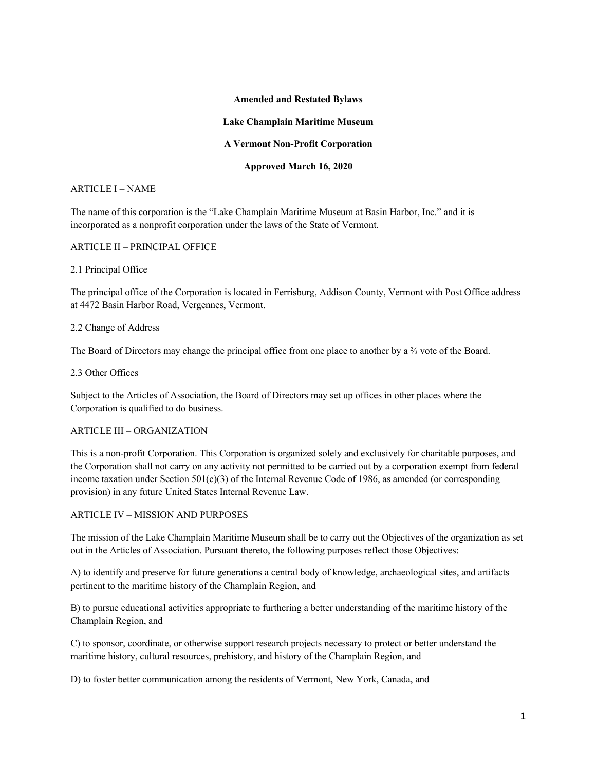**Amended and Restated Bylaws**

**Lake Champlain Maritime Museum**

**A Vermont Non-Profit Corporation**

**Approved March 16, 2020**

ARTICLE I – NAME

The name of this corporation is the "Lake Champlain Maritime Museum at Basin Harbor, Inc." and it is incorporated as a nonprofit corporation under the laws of the State of Vermont.

ARTICLE II – PRINCIPAL OFFICE

2.1 Principal Office

The principal office of the Corporation is located in Ferrisburg, Addison County, Vermont with Post Office address at 4472 Basin Harbor Road, Vergennes, Vermont.

2.2 Change of Address

The Board of Directors may change the principal office from one place to another by a ⅔ vote of the Board.

2.3 Other Offices

Subject to the Articles of Association, the Board of Directors may set up offices in other places where the Corporation is qualified to do business.

ARTICLE III – ORGANIZATION

This is a non-profit Corporation. This Corporation is organized solely and exclusively for charitable purposes, and the Corporation shall not carry on any activity not permitted to be carried out by a corporation exempt from federal income taxation under Section 501(c)(3) of the Internal Revenue Code of 1986, as amended (or corresponding provision) in any future United States Internal Revenue Law.

ARTICLE IV – MISSION AND PURPOSES

The mission of the Lake Champlain Maritime Museum shall be to carry out the Objectives of the organization as set out in the Articles of Association. Pursuant thereto, the following purposes reflect those Objectives:

A) to identify and preserve for future generations a central body of knowledge, archaeological sites, and artifacts pertinent to the maritime history of the Champlain Region, and

B) to pursue educational activities appropriate to furthering a better understanding of the maritime history of the Champlain Region, and

C) to sponsor, coordinate, or otherwise support research projects necessary to protect or better understand the maritime history, cultural resources, prehistory, and history of the Champlain Region, and

D) to foster better communication among the residents of Vermont, New York, Canada, and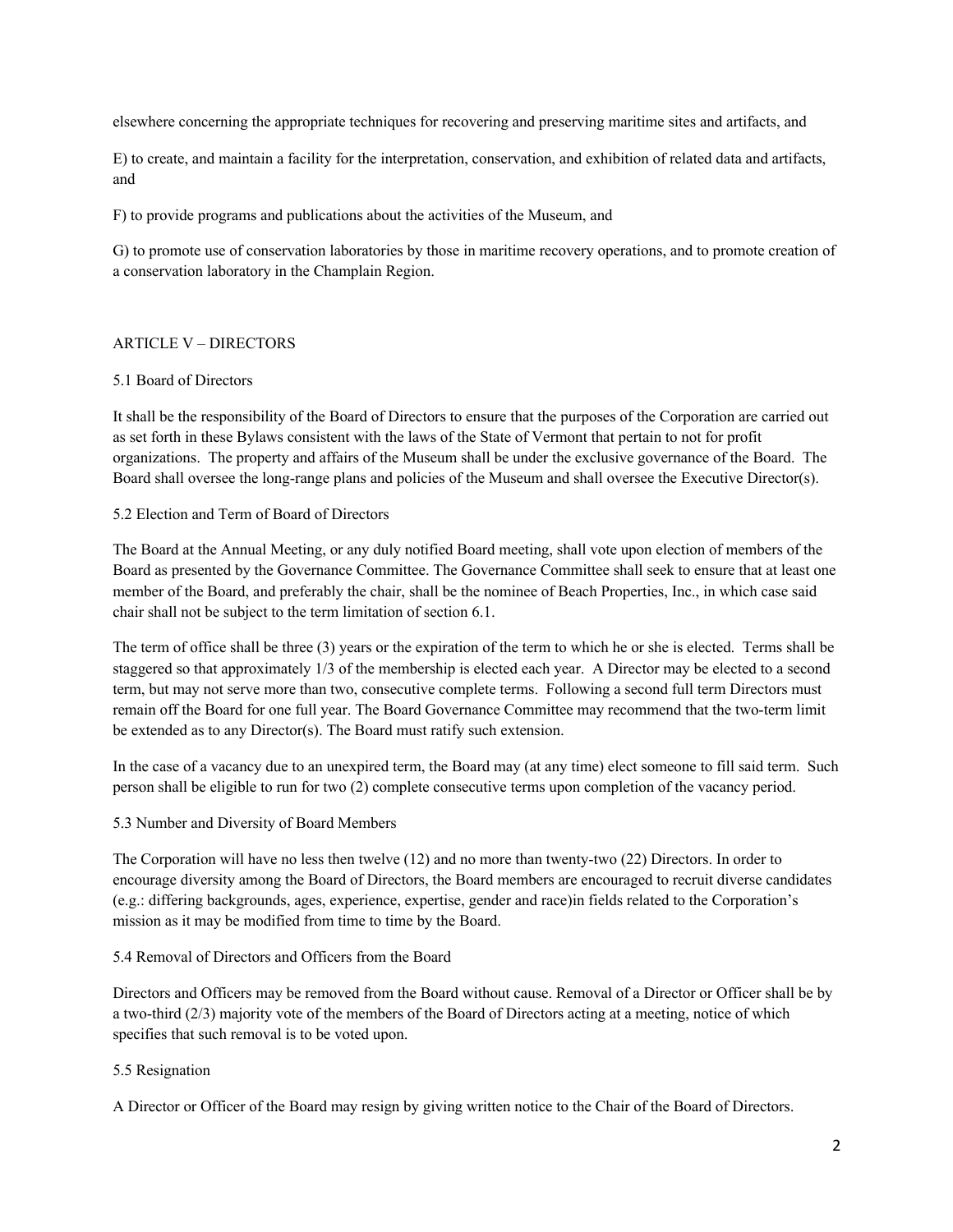elsewhere concerning the appropriate techniques for recovering and preserving maritime sites and artifacts, and

E) to create, and maintain a facility for the interpretation, conservation, and exhibition of related data and artifacts, and

F) to provide programs and publications about the activities of the Museum, and

G) to promote use of conservation laboratories by those in maritime recovery operations, and to promote creation of a conservation laboratory in the Champlain Region.

## ARTICLE V – DIRECTORS

### 5.1 Board of Directors

It shall be the responsibility of the Board of Directors to ensure that the purposes of the Corporation are carried out as set forth in these Bylaws consistent with the laws of the State of Vermont that pertain to not for profit organizations. The property and affairs of the Museum shall be under the exclusive governance of the Board. The Board shall oversee the long-range plans and policies of the Museum and shall oversee the Executive Director(s).

### 5.2 Election and Term of Board of Directors

The Board at the Annual Meeting, or any duly notified Board meeting, shall vote upon election of members of the Board as presented by the Governance Committee. The Governance Committee shall seek to ensure that at least one member of the Board, and preferably the chair, shall be the nominee of Beach Properties, Inc., in which case said chair shall not be subject to the term limitation of section 6.1.

The term of office shall be three (3) years or the expiration of the term to which he or she is elected. Terms shall be staggered so that approximately 1/3 of the membership is elected each year. A Director may be elected to a second term, but may not serve more than two, consecutive complete terms. Following a second full term Directors must remain off the Board for one full year. The Board Governance Committee may recommend that the two-term limit be extended as to any Director(s). The Board must ratify such extension.

In the case of a vacancy due to an unexpired term, the Board may (at any time) elect someone to fill said term. Such person shall be eligible to run for two (2) complete consecutive terms upon completion of the vacancy period.

### 5.3 Number and Diversity of Board Members

The Corporation will have no less then twelve (12) and no more than twenty-two (22) Directors. In order to encourage diversity among the Board of Directors, the Board members are encouraged to recruit diverse candidates (e.g.: differing backgrounds, ages, experience, expertise, gender and race)in fields related to the Corporation's mission as it may be modified from time to time by the Board.

### 5.4 Removal of Directors and Officers from the Board

Directors and Officers may be removed from the Board without cause. Removal of a Director or Officer shall be by a two-third (2/3) majority vote of the members of the Board of Directors acting at a meeting, notice of which specifies that such removal is to be voted upon.

### 5.5 Resignation

A Director or Officer of the Board may resign by giving written notice to the Chair of the Board of Directors.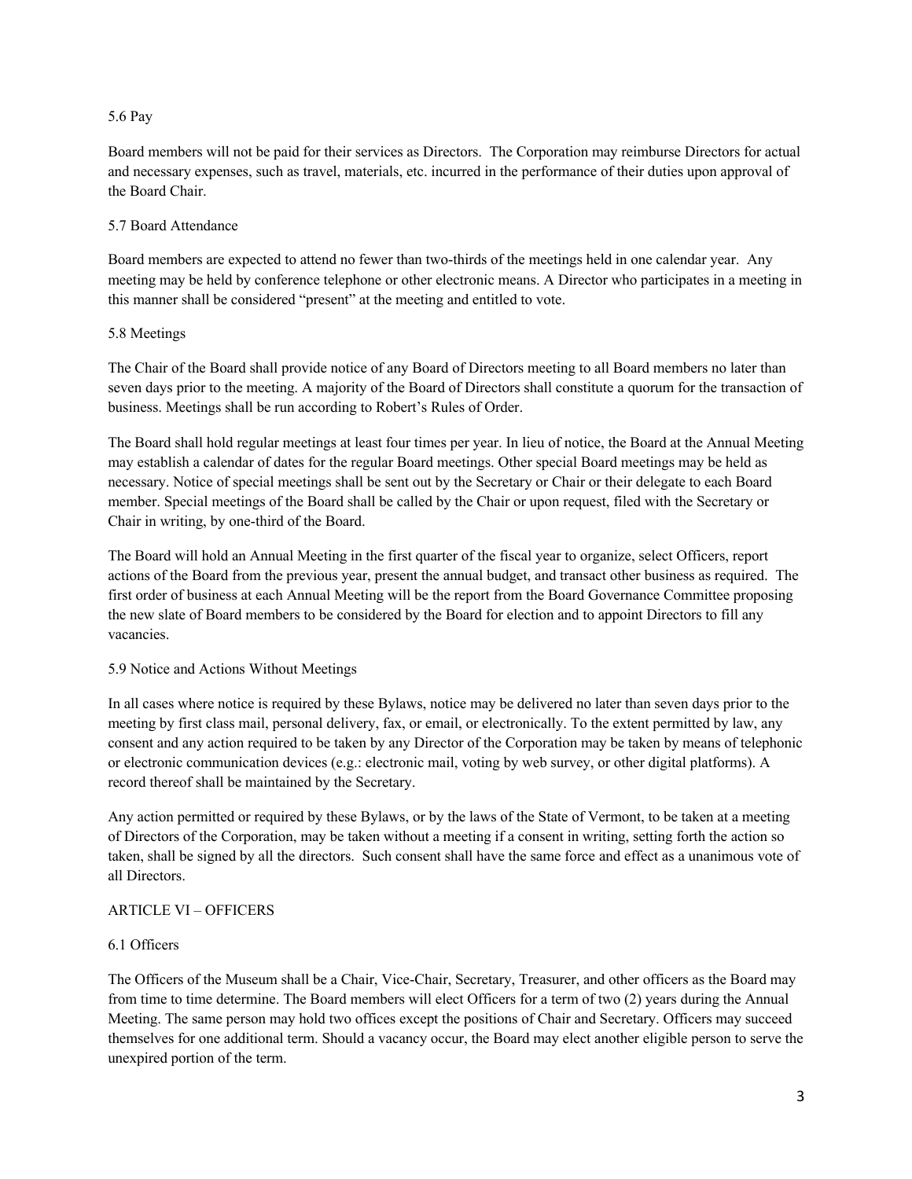### 5.6 Pay

Board members will not be paid for their services as Directors. The Corporation may reimburse Directors for actual and necessary expenses, such as travel, materials, etc. incurred in the performance of their duties upon approval of the Board Chair.

### 5.7 Board Attendance

Board members are expected to attend no fewer than two-thirds of the meetings held in one calendar year. Any meeting may be held by conference telephone or other electronic means. A Director who participates in a meeting in this manner shall be considered "present" at the meeting and entitled to vote.

### 5.8 Meetings

The Chair of the Board shall provide notice of any Board of Directors meeting to all Board members no later than seven days prior to the meeting. A majority of the Board of Directors shall constitute a quorum for the transaction of business. Meetings shall be run according to Robert's Rules of Order.

The Board shall hold regular meetings at least four times per year. In lieu of notice, the Board at the Annual Meeting may establish a calendar of dates for the regular Board meetings. Other special Board meetings may be held as necessary. Notice of special meetings shall be sent out by the Secretary or Chair or their delegate to each Board member. Special meetings of the Board shall be called by the Chair or upon request, filed with the Secretary or Chair in writing, by one-third of the Board.

The Board will hold an Annual Meeting in the first quarter of the fiscal year to organize, select Officers, report actions of the Board from the previous year, present the annual budget, and transact other business as required. The first order of business at each Annual Meeting will be the report from the Board Governance Committee proposing the new slate of Board members to be considered by the Board for election and to appoint Directors to fill any vacancies.

### 5.9 Notice and Actions Without Meetings

In all cases where notice is required by these Bylaws, notice may be delivered no later than seven days prior to the meeting by first class mail, personal delivery, fax, or email, or electronically. To the extent permitted by law, any consent and any action required to be taken by any Director of the Corporation may be taken by means of telephonic or electronic communication devices (e.g.: electronic mail, voting by web survey, or other digital platforms). A record thereof shall be maintained by the Secretary.

Any action permitted or required by these Bylaws, or by the laws of the State of Vermont, to be taken at a meeting of Directors of the Corporation, may be taken without a meeting if a consent in writing, setting forth the action so taken, shall be signed by all the directors. Such consent shall have the same force and effect as a unanimous vote of all Directors.

## ARTICLE VI – OFFICERS

### 6.1 Officers

The Officers of the Museum shall be a Chair, Vice-Chair, Secretary, Treasurer, and other officers as the Board may from time to time determine. The Board members will elect Officers for a term of two (2) years during the Annual Meeting. The same person may hold two offices except the positions of Chair and Secretary. Officers may succeed themselves for one additional term. Should a vacancy occur, the Board may elect another eligible person to serve the unexpired portion of the term.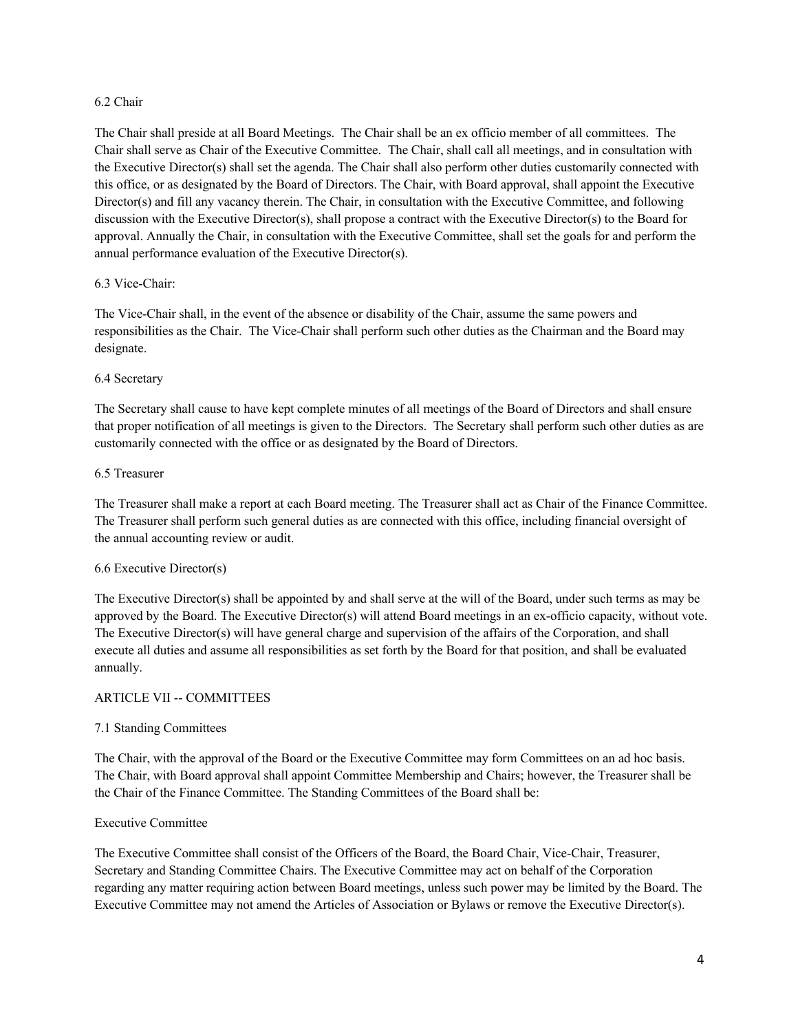### 6.2 Chair

The Chair shall preside at all Board Meetings. The Chair shall be an ex officio member of all committees. The Chair shall serve as Chair of the Executive Committee. The Chair, shall call all meetings, and in consultation with the Executive Director(s) shall set the agenda. The Chair shall also perform other duties customarily connected with this office, or as designated by the Board of Directors. The Chair, with Board approval, shall appoint the Executive Director(s) and fill any vacancy therein. The Chair, in consultation with the Executive Committee, and following discussion with the Executive Director(s), shall propose a contract with the Executive Director(s) to the Board for approval. Annually the Chair, in consultation with the Executive Committee, shall set the goals for and perform the annual performance evaluation of the Executive Director(s).

### 6.3 Vice-Chair:

The Vice-Chair shall, in the event of the absence or disability of the Chair, assume the same powers and responsibilities as the Chair. The Vice-Chair shall perform such other duties as the Chairman and the Board may designate.

### 6.4 Secretary

The Secretary shall cause to have kept complete minutes of all meetings of the Board of Directors and shall ensure that proper notification of all meetings is given to the Directors. The Secretary shall perform such other duties as are customarily connected with the office or as designated by the Board of Directors.

### 6.5 Treasurer

The Treasurer shall make a report at each Board meeting. The Treasurer shall act as Chair of the Finance Committee. The Treasurer shall perform such general duties as are connected with this office, including financial oversight of the annual accounting review or audit.

### 6.6 Executive Director(s)

The Executive Director(s) shall be appointed by and shall serve at the will of the Board, under such terms as may be approved by the Board. The Executive Director(s) will attend Board meetings in an ex-officio capacity, without vote. The Executive Director(s) will have general charge and supervision of the affairs of the Corporation, and shall execute all duties and assume all responsibilities as set forth by the Board for that position, and shall be evaluated annually.

## ARTICLE VII -- COMMITTEES

### 7.1 Standing Committees

The Chair, with the approval of the Board or the Executive Committee may form Committees on an ad hoc basis. The Chair, with Board approval shall appoint Committee Membership and Chairs; however, the Treasurer shall be the Chair of the Finance Committee. The Standing Committees of the Board shall be:

#### Executive Committee

The Executive Committee shall consist of the Officers of the Board, the Board Chair, Vice-Chair, Treasurer, Secretary and Standing Committee Chairs. The Executive Committee may act on behalf of the Corporation regarding any matter requiring action between Board meetings, unless such power may be limited by the Board. The Executive Committee may not amend the Articles of Association or Bylaws or remove the Executive Director(s).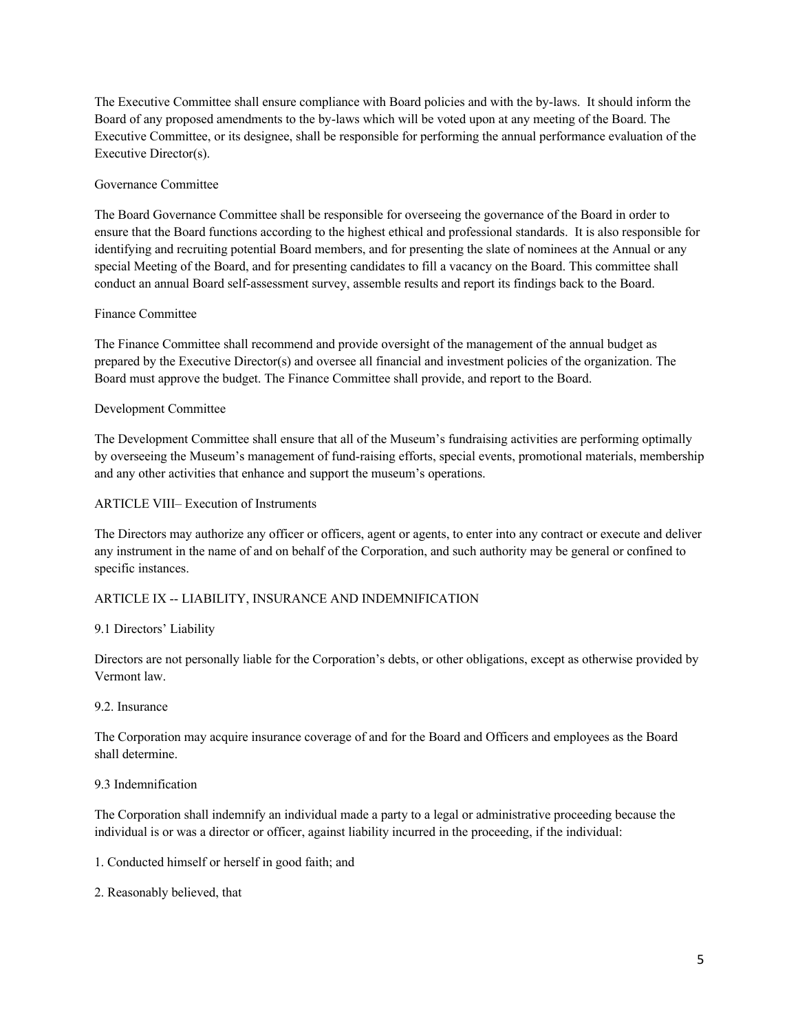The Executive Committee shall ensure compliance with Board policies and with the by-laws. It should inform the Board of any proposed amendments to the by-laws which will be voted upon at any meeting of the Board. The Executive Committee, or its designee, shall be responsible for performing the annual performance evaluation of the Executive Director(s).

### Governance Committee

The Board Governance Committee shall be responsible for overseeing the governance of the Board in order to ensure that the Board functions according to the highest ethical and professional standards. It is also responsible for identifying and recruiting potential Board members, and for presenting the slate of nominees at the Annual or any special Meeting of the Board, and for presenting candidates to fill a vacancy on the Board. This committee shall conduct an annual Board self-assessment survey, assemble results and report its findings back to the Board.

### Finance Committee

The Finance Committee shall recommend and provide oversight of the management of the annual budget as prepared by the Executive Director(s) and oversee all financial and investment policies of the organization. The Board must approve the budget. The Finance Committee shall provide, and report to the Board.

### Development Committee

The Development Committee shall ensure that all of the Museum's fundraising activities are performing optimally by overseeing the Museum's management of fund-raising efforts, special events, promotional materials, membership and any other activities that enhance and support the museum's operations.

## ARTICLE VIII– Execution of Instruments

The Directors may authorize any officer or officers, agent or agents, to enter into any contract or execute and deliver any instrument in the name of and on behalf of the Corporation, and such authority may be general or confined to specific instances.

## ARTICLE IX -- LIABILITY, INSURANCE AND INDEMNIFICATION

### 9.1 Directors' Liability

Directors are not personally liable for the Corporation's debts, or other obligations, except as otherwise provided by Vermont law.

### 9.2. Insurance

The Corporation may acquire insurance coverage of and for the Board and Officers and employees as the Board shall determine.

### 9.3 Indemnification

The Corporation shall indemnify an individual made a party to a legal or administrative proceeding because the individual is or was a director or officer, against liability incurred in the proceeding, if the individual:

1. Conducted himself or herself in good faith; and

2. Reasonably believed, that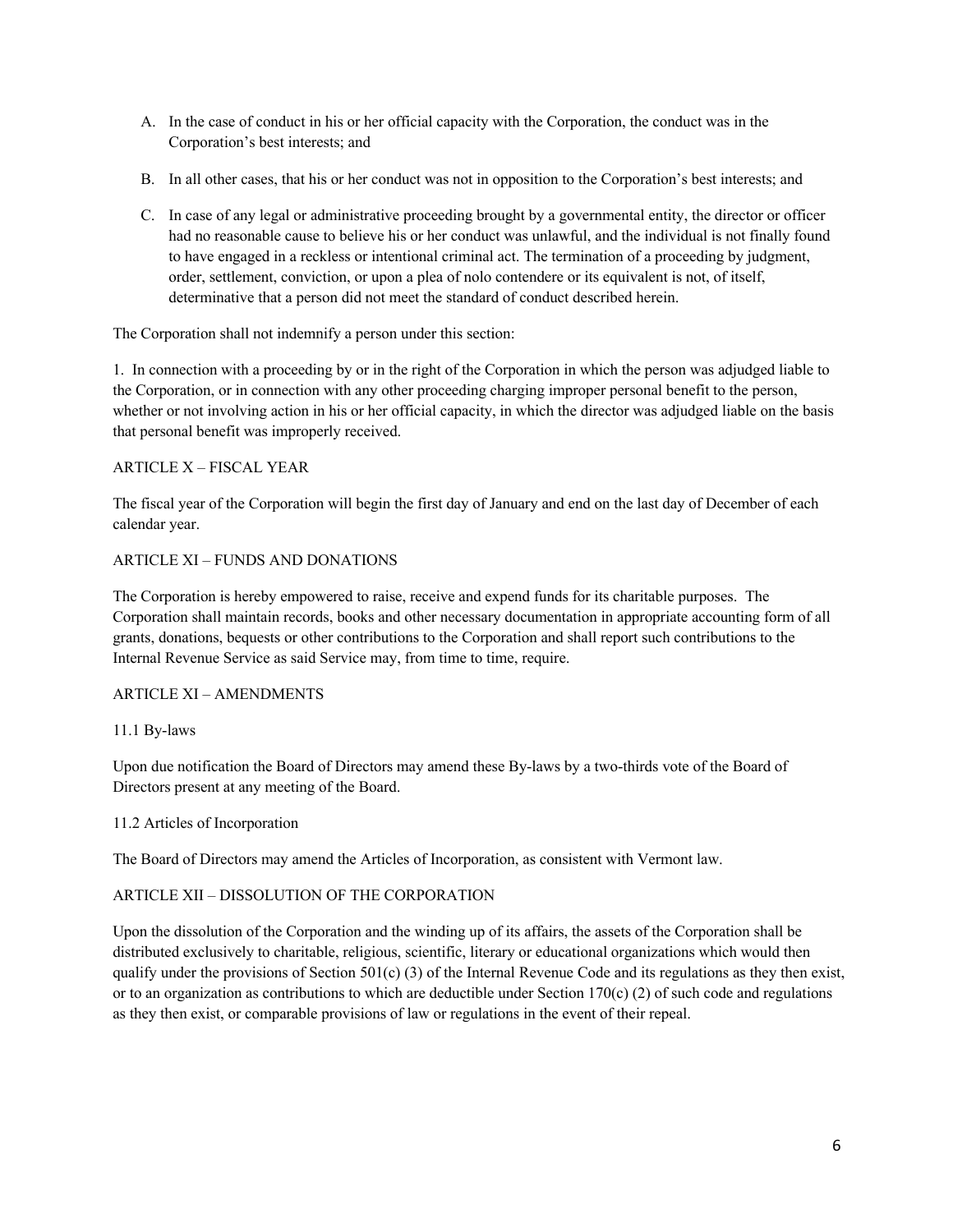A. In the case of conduct in his or her official capacity with the Corporation, the conduct was in the Corporation's best interests; and

B. In all other cases, that his or her conduct was not in opposition to the Corporation's best interests; and

C. In case of any legal or administrative proceeding brought by a governmental entity, the director or officer had no reasonable cause to believe his or her conduct was unlawful, and the individual is not finally found to have engaged in a reckless or intentional criminal act. The termination of a proceeding by judgment, order, settlement, conviction, or upon a plea of nolo contendere or its equivalent is not, of itself, determinative that a person did not meet the standard of conduct described herein.

The Corporation shall not indemnify a person under this section:

1. In connection with a proceeding by or in the right of the Corporation in which the person was adjudged liable to the Corporation, or in connection with any other proceeding charging improper personal benefit to the person, whether or not involving action in his or her official capacity, in which the director was adjudged liable on the basis that personal benefit was improperly received.

## ARTICLE X – FISCAL YEAR

The fiscal year of the Corporation will begin the first day of January and end on the last day of December of each calendar year.

## ARTICLE XI – FUNDS AND DONATIONS

The Corporation is hereby empowered to raise, receive and expend funds for its charitable purposes. The Corporation shall maintain records, books and other necessary documentation in appropriate accounting form of all grants, donations, bequests or other contributions to the Corporation and shall report such contributions to the Internal Revenue Service as said Service may, from time to time, require.

## ARTICLE XI – AMENDMENTS

### 11.1 By-laws

Upon due notification the Board of Directors may amend these By-laws by a two-thirds vote of the Board of Directors present at any meeting of the Board.

### 11.2 Articles of Incorporation

The Board of Directors may amend the Articles of Incorporation, as consistent with Vermont law.

## ARTICLE XII – DISSOLUTION OF THE CORPORATION

Upon the dissolution of the Corporation and the winding up of its affairs, the assets of the Corporation shall be distributed exclusively to charitable, religious, scientific, literary or educational organizations which would then qualify under the provisions of Section 501(c) (3) of the Internal Revenue Code and its regulations as they then exist, or to an organization as contributions to which are deductible under Section 170(c) (2) of such code and regulations as they then exist, or comparable provisions of law or regulations in the event of their repeal.